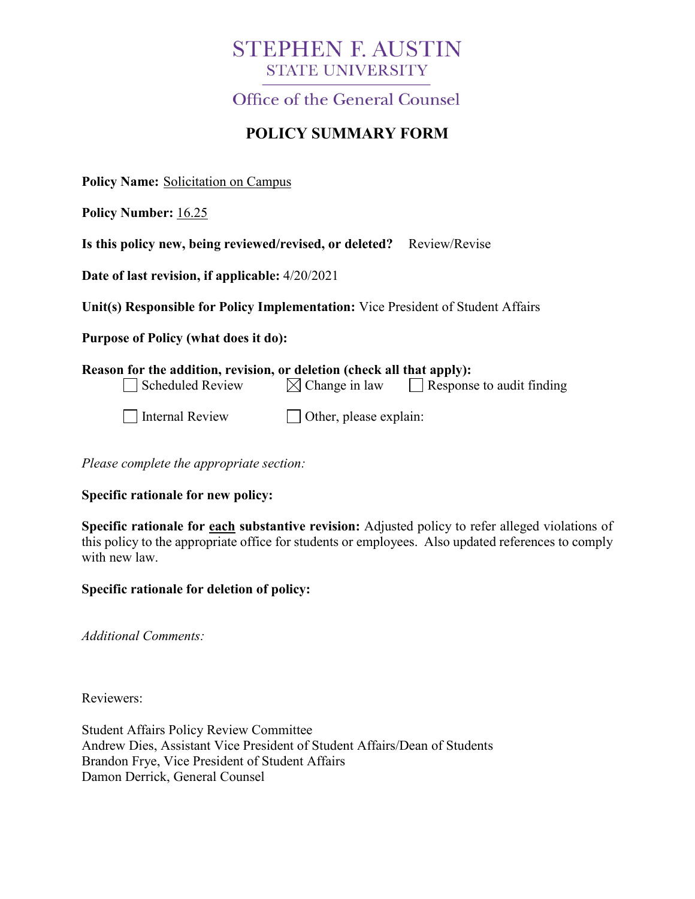# STEPHEN F. AUSTIN
## STATE UNIVERSITY

### Office of the General Counsel

## POLICY SUMMARY FORM

**Policy Name:** Solicitation on Campus

**Policy Number:** 16.25

**Is this policy new, being reviewed/revised, or deleted?** Review/Revise

**Date of last revision, if applicable:** 4/20/2021

**Unit(s) Responsible for Policy Implementation:** Vice President of Student Affairs

**Purpose of Policy (what does it do):**

**Reason for the addition, revision, or deletion (check all that apply):**

- ☐ Scheduled Review
- ☒ Change in law
- ☐ Response to audit finding
- ☐ Internal Review
- ☐ Other, please explain:

*Please complete the appropriate section:*

**Specific rationale for new policy:**

**Specific rationale for each substantive revision:** Adjusted policy to refer alleged violations of this policy to the appropriate office for students or employees. Also updated references to comply with new law.

**Specific rationale for deletion of policy:**

*Additional Comments:*

Reviewers:

Student Affairs Policy Review Committee
Andrew Dies, Assistant Vice President of Student Affairs/Dean of Students
Brandon Frye, Vice President of Student Affairs
Damon Derrick, General Counsel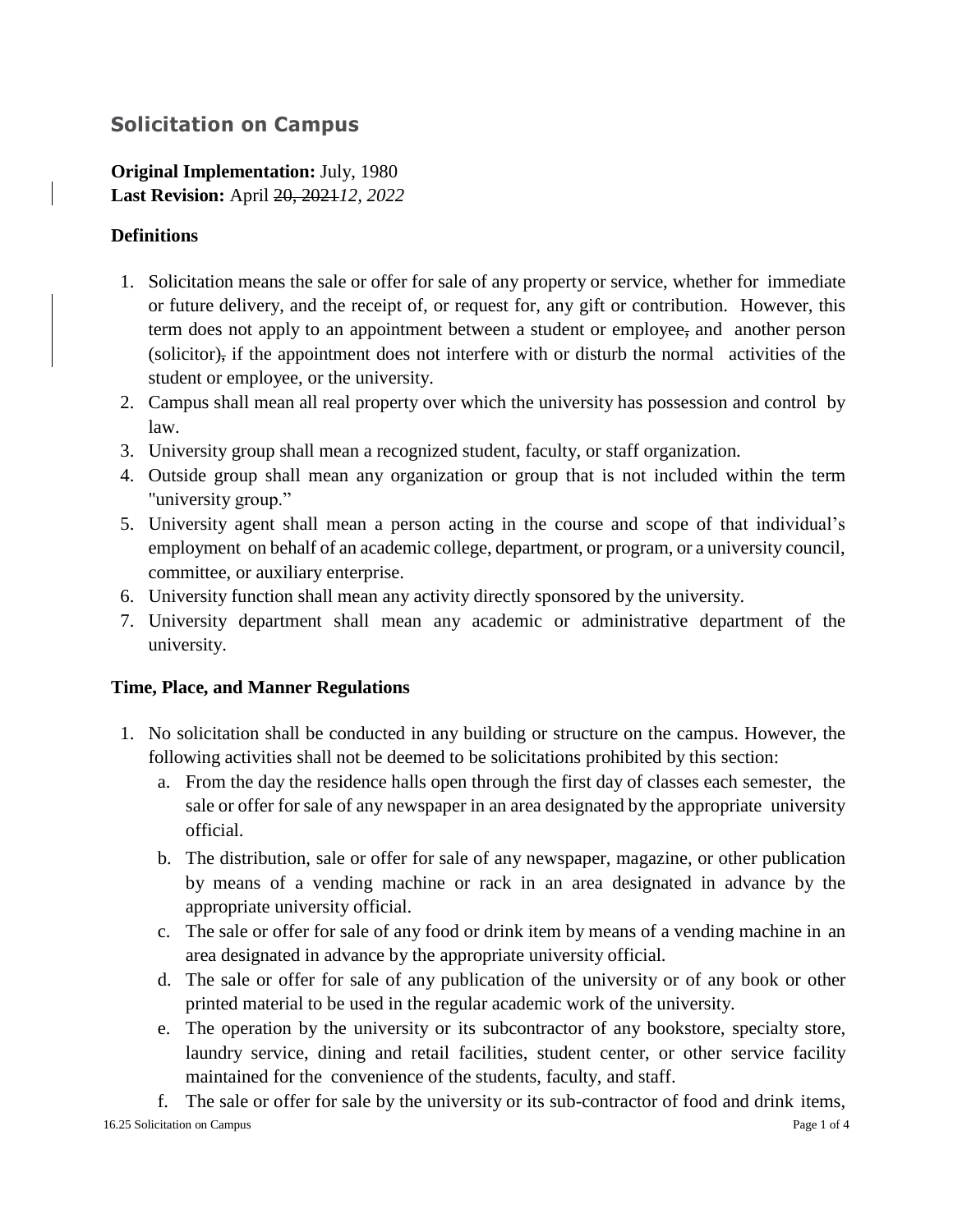## Solicitation on Campus

**Original Implementation:** July, 1980
**Last Revision:** April ~~20, 2021~~*12, 2022*

### Definitions

1. Solicitation means the sale or offer for sale of any property or service, whether for immediate or future delivery, and the receipt of, or request for, any gift or contribution. However, this term does not apply to an appointment between a student or employee~~,~~ and another person (solicitor)~~,~~ if the appointment does not interfere with or disturb the normal activities of the student or employee, or the university.
2. Campus shall mean all real property over which the university has possession and control by law.
3. University group shall mean a recognized student, faculty, or staff organization.
4. Outside group shall mean any organization or group that is not included within the term "university group."
5. University agent shall mean a person acting in the course and scope of that individual's employment on behalf of an academic college, department, or program, or a university council, committee, or auxiliary enterprise.
6. University function shall mean any activity directly sponsored by the university.
7. University department shall mean any academic or administrative department of the university.

### Time, Place, and Manner Regulations

1. No solicitation shall be conducted in any building or structure on the campus. However, the following activities shall not be deemed to be solicitations prohibited by this section:
   a. From the day the residence halls open through the first day of classes each semester, the sale or offer for sale of any newspaper in an area designated by the appropriate university official.
   b. The distribution, sale or offer for sale of any newspaper, magazine, or other publication by means of a vending machine or rack in an area designated in advance by the appropriate university official.
   c. The sale or offer for sale of any food or drink item by means of a vending machine in an area designated in advance by the appropriate university official.
   d. The sale or offer for sale of any publication of the university or of any book or other printed material to be used in the regular academic work of the university.
   e. The operation by the university or its subcontractor of any bookstore, specialty store, laundry service, dining and retail facilities, student center, or other service facility maintained for the convenience of the students, faculty, and staff.
   f. The sale or offer for sale by the university or its sub-contractor of food and drink items,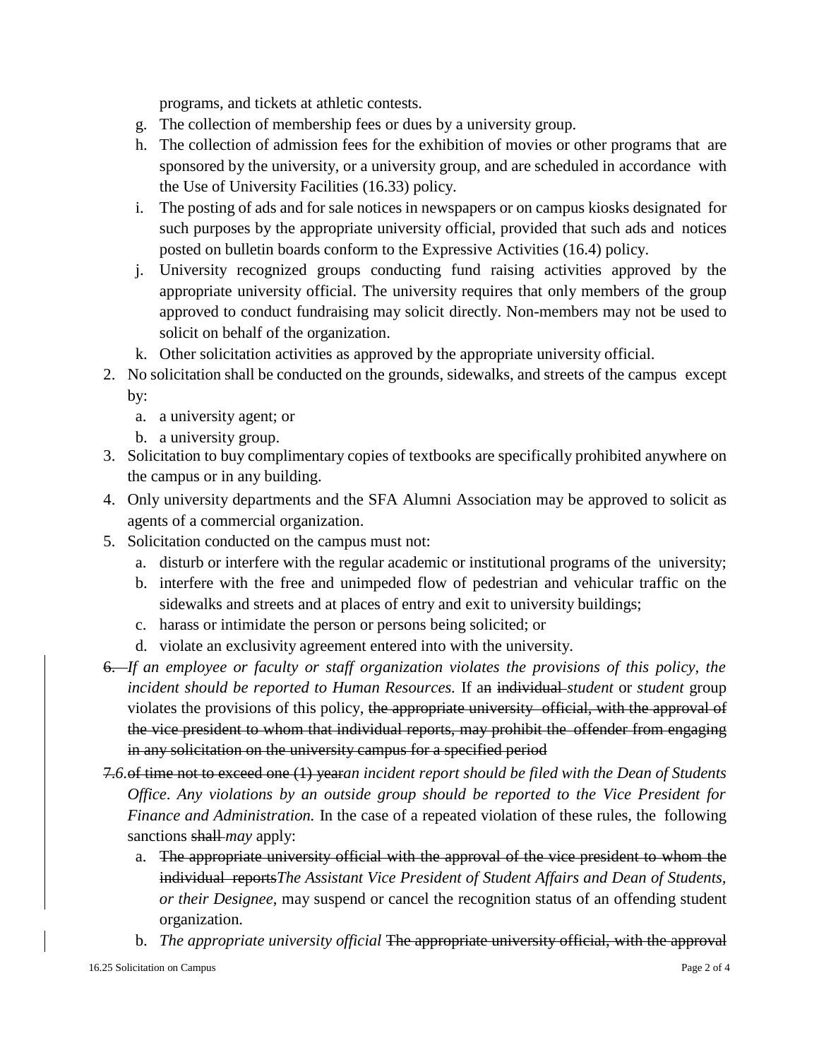programs, and tickets at athletic contests.

   g. The collection of membership fees or dues by a university group.
   h. The collection of admission fees for the exhibition of movies or other programs that are sponsored by the university, or a university group, and are scheduled in accordance with the Use of University Facilities (16.33) policy.
   i. The posting of ads and for sale notices in newspapers or on campus kiosks designated for such purposes by the appropriate university official, provided that such ads and notices posted on bulletin boards conform to the Expressive Activities (16.4) policy.
   j. University recognized groups conducting fund raising activities approved by the appropriate university official. The university requires that only members of the group approved to conduct fundraising may solicit directly. Non-members may not be used to solicit on behalf of the organization.
   k. Other solicitation activities as approved by the appropriate university official.

2. No solicitation shall be conducted on the grounds, sidewalks, and streets of the campus except by:
   a. a university agent; or
   b. a university group.
3. Solicitation to buy complimentary copies of textbooks are specifically prohibited anywhere on the campus or in any building.
4. Only university departments and the SFA Alumni Association may be approved to solicit as agents of a commercial organization.
5. Solicitation conducted on the campus must not:
   a. disturb or interfere with the regular academic or institutional programs of the university;
   b. interfere with the free and unimpeded flow of pedestrian and vehicular traffic on the sidewalks and streets and at places of entry and exit to university buildings;
   c. harass or intimidate the person or persons being solicited; or
   d. violate an exclusivity agreement entered into with the university.
6. ~~6.~~ *If an employee or faculty or staff organization violates the provisions of this policy, the incident should be reported to Human Resources.* If a~~n~~ ~~individual~~ *student* or *student* group violates the provisions of this policy, ~~the appropriate university official, with the approval of the vice president to whom that individual reports, may prohibit the offender from engaging in any solicitation on the university campus for a specified period~~

~~7.~~*6.*~~of time not to exceed one (1) year~~*an incident report should be filed with the Dean of Students Office. Any violations by an outside group should be reported to the Vice President for Finance and Administration.* In the case of a repeated violation of these rules, the following sanctions ~~shall~~ *may* apply:

   a. ~~The appropriate university official with the approval of the vice president to whom the individual reports~~*The Assistant Vice President of Student Affairs and Dean of Students, or their Designee*, may suspend or cancel the recognition status of an offending student organization.
   b. *The appropriate university official* ~~The appropriate university official, with the approval~~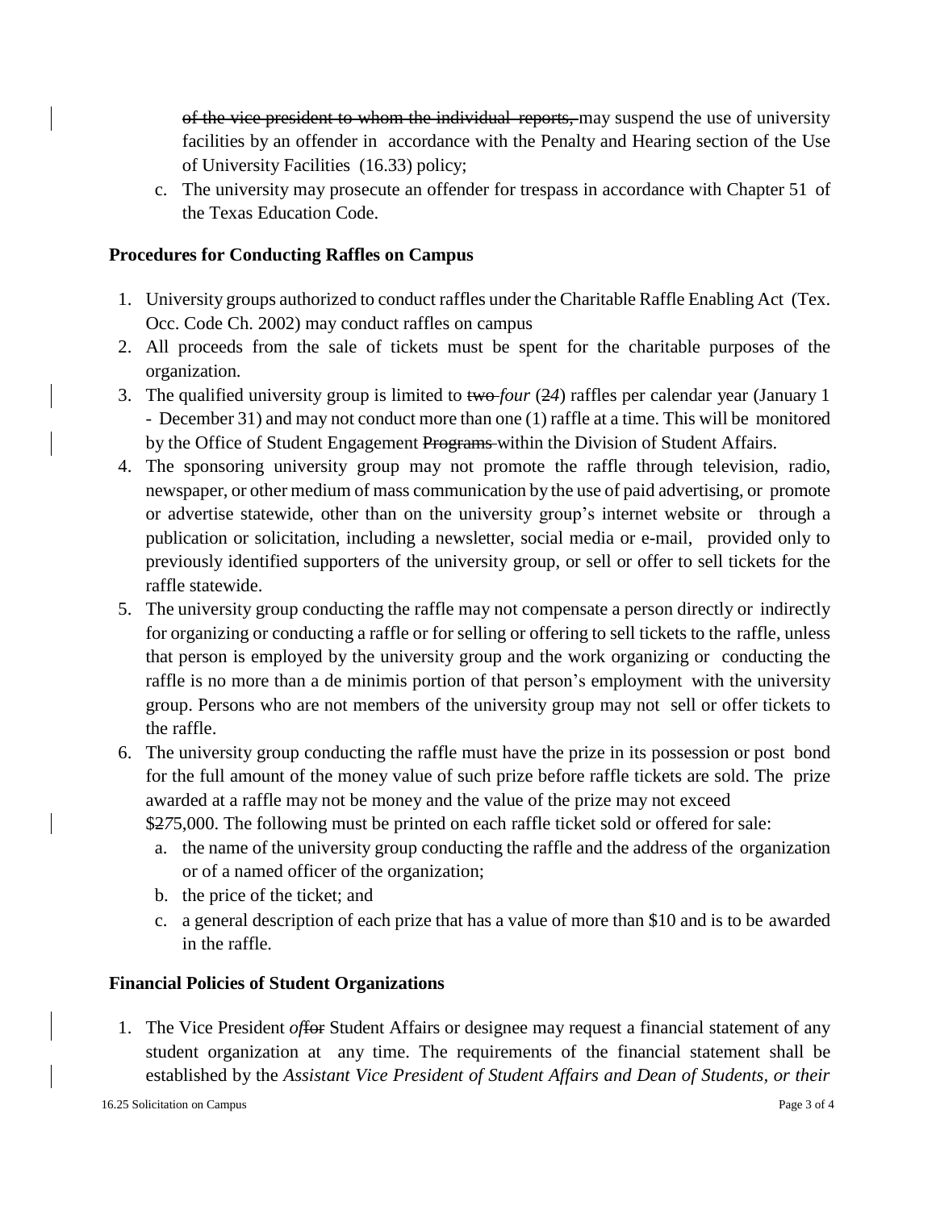~~of the vice president to whom the individual reports,~~ may suspend the use of university facilities by an offender in accordance with the Penalty and Hearing section of the Use of University Facilities (16.33) policy;

c. The university may prosecute an offender for trespass in accordance with Chapter 51 of the Texas Education Code.

**Procedures for Conducting Raffles on Campus**

1. University groups authorized to conduct raffles under the Charitable Raffle Enabling Act (Tex. Occ. Code Ch. 2002) may conduct raffles on campus
2. All proceeds from the sale of tickets must be spent for the charitable purposes of the organization.
3. The qualified university group is limited to ~~two~~ *four* (~~2~~*4*) raffles per calendar year (January 1 - December 31) and may not conduct more than one (1) raffle at a time. This will be monitored by the Office of Student Engagement ~~Programs~~ within the Division of Student Affairs.
4. The sponsoring university group may not promote the raffle through television, radio, newspaper, or other medium of mass communication by the use of paid advertising, or promote or advertise statewide, other than on the university group's internet website or through a publication or solicitation, including a newsletter, social media or e-mail, provided only to previously identified supporters of the university group, or sell or offer to sell tickets for the raffle statewide.
5. The university group conducting the raffle may not compensate a person directly or indirectly for organizing or conducting a raffle or for selling or offering to sell tickets to the raffle, unless that person is employed by the university group and the work organizing or conducting the raffle is no more than a de minimis portion of that person's employment with the university group. Persons who are not members of the university group may not sell or offer tickets to the raffle.
6. The university group conducting the raffle must have the prize in its possession or post bond for the full amount of the money value of such prize before raffle tickets are sold. The prize awarded at a raffle may not be money and the value of the prize may not exceed $~~2~~*7*5,000. The following must be printed on each raffle ticket sold or offered for sale:
   a. the name of the university group conducting the raffle and the address of the organization or of a named officer of the organization;
   b. the price of the ticket; and
   c. a general description of each prize that has a value of more than $10 and is to be awarded in the raffle.

**Financial Policies of Student Organizations**

1. The Vice President *of*~~for~~ Student Affairs or designee may request a financial statement of any student organization at any time. The requirements of the financial statement shall be established by the *Assistant Vice President of Student Affairs and Dean of Students, or their*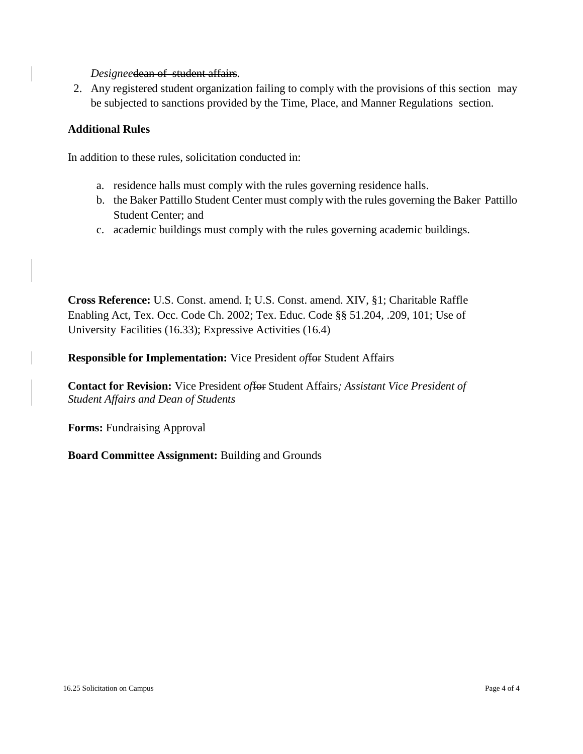*Designee*~~dean of student affairs~~.

2. Any registered student organization failing to comply with the provisions of this section may be subjected to sanctions provided by the Time, Place, and Manner Regulations section.

**Additional Rules**

In addition to these rules, solicitation conducted in:

a. residence halls must comply with the rules governing residence halls.
b. the Baker Pattillo Student Center must comply with the rules governing the Baker Pattillo Student Center; and
c. academic buildings must comply with the rules governing academic buildings.

**Cross Reference:** U.S. Const. amend. I; U.S. Const. amend. XIV, §1; Charitable Raffle Enabling Act, Tex. Occ. Code Ch. 2002; Tex. Educ. Code §§ 51.204, .209, 101; Use of University Facilities (16.33); Expressive Activities (16.4)

**Responsible for Implementation:** Vice President *of*~~for~~ Student Affairs

**Contact for Revision:** Vice President *of*~~for~~ Student Affairs*; Assistant Vice President of Student Affairs and Dean of Students*

**Forms:** Fundraising Approval

**Board Committee Assignment:** Building and Grounds